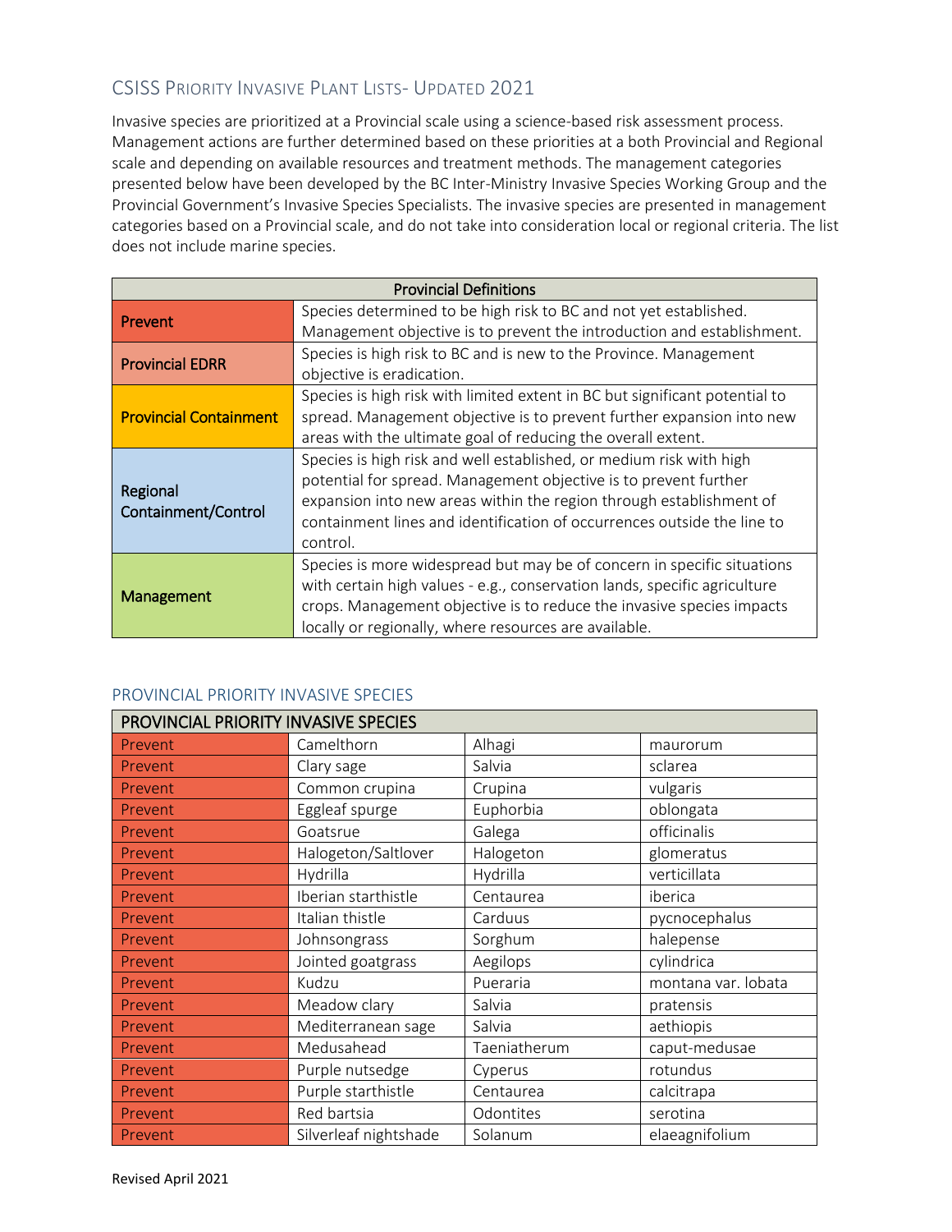## CSISS Priority Invasive Plant Lists- Updated 2021

Invasive species are prioritized at a Provincial scale using a science-based risk assessment process. Management actions are further determined based on these priorities at a both Provincial and Regional scale and depending on available resources and treatment methods. The management categories presented below have been developed by the BC Inter-Ministry Invasive Species Working Group and the Provincial Government's Invasive Species Specialists. The invasive species are presented in management categories based on a Provincial scale, and do not take into consideration local or regional criteria. The list does not include marine species.

| Provincial Definitions | |
|---|---|
| **Prevent** | Species determined to be high risk to BC and not yet established. Management objective is to prevent the introduction and establishment. |
| **Provincial EDRR** | Species is high risk to BC and is new to the Province. Management objective is eradication. |
| **Provincial Containment** | Species is high risk with limited extent in BC but significant potential to spread. Management objective is to prevent further expansion into new areas with the ultimate goal of reducing the overall extent. |
| **Regional Containment/Control** | Species is high risk and well established, or medium risk with high potential for spread. Management objective is to prevent further expansion into new areas within the region through establishment of containment lines and identification of occurrences outside the line to control. |
| **Management** | Species is more widespread but may be of concern in specific situations with certain high values - e.g., conservation lands, specific agriculture crops. Management objective is to reduce the invasive species impacts locally or regionally, where resources are available. |

### PROVINCIAL PRIORITY INVASIVE SPECIES

| PROVINCIAL PRIORITY INVASIVE SPECIES | | | |
|---|---|---|---|
| Prevent | Camelthorn | Alhagi | maurorum |
| Prevent | Clary sage | Salvia | sclarea |
| Prevent | Common crupina | Crupina | vulgaris |
| Prevent | Eggleaf spurge | Euphorbia | oblongata |
| Prevent | Goatsrue | Galega | officinalis |
| Prevent | Halogeton/Saltlover | Halogeton | glomeratus |
| Prevent | Hydrilla | Hydrilla | verticillata |
| Prevent | Iberian starthistle | Centaurea | iberica |
| Prevent | Italian thistle | Carduus | pycnocephalus |
| Prevent | Johnsongrass | Sorghum | halepense |
| Prevent | Jointed goatgrass | Aegilops | cylindrica |
| Prevent | Kudzu | Pueraria | montana var. lobata |
| Prevent | Meadow clary | Salvia | pratensis |
| Prevent | Mediterranean sage | Salvia | aethiopis |
| Prevent | Medusahead | Taeniatherum | caput-medusae |
| Prevent | Purple nutsedge | Cyperus | rotundus |
| Prevent | Purple starthistle | Centaurea | calcitrapa |
| Prevent | Red bartsia | Odontites | serotina |
| Prevent | Silverleaf nightshade | Solanum | elaeagnifolium |

Revised April 2021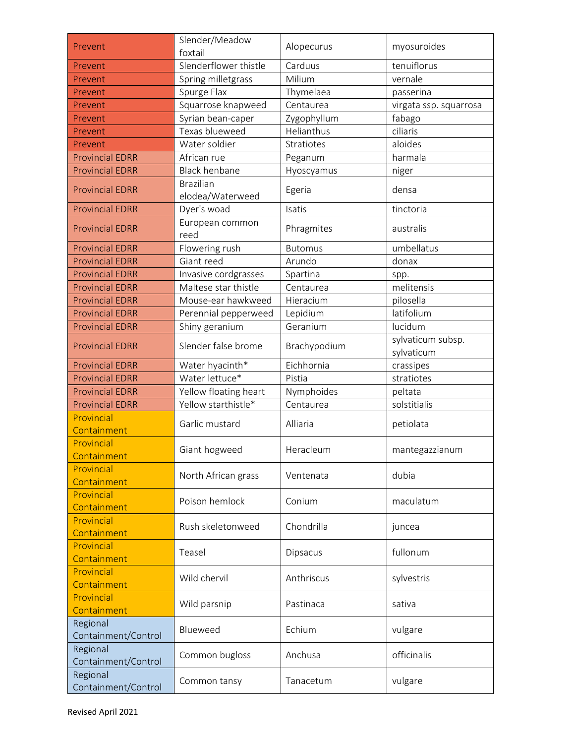| Prevent | Slender/Meadow foxtail | Alopecurus | myosuroides |
|---|---|---|---|
| Prevent | Slenderflower thistle | Carduus | tenuiflorus |
| Prevent | Spring milletgrass | Milium | vernale |
| Prevent | Spurge Flax | Thymelaea | passerina |
| Prevent | Squarrose knapweed | Centaurea | virgata ssp. squarrosa |
| Prevent | Syrian bean-caper | Zygophyllum | fabago |
| Prevent | Texas blueweed | Helianthus | ciliaris |
| Prevent | Water soldier | Stratiotes | aloides |
| Provincial EDRR | African rue | Peganum | harmala |
| Provincial EDRR | Black henbane | Hyoscyamus | niger |
| Provincial EDRR | Brazilian elodea/Waterweed | Egeria | densa |
| Provincial EDRR | Dyer's woad | Isatis | tinctoria |
| Provincial EDRR | European common reed | Phragmites | australis |
| Provincial EDRR | Flowering rush | Butomus | umbellatus |
| Provincial EDRR | Giant reed | Arundo | donax |
| Provincial EDRR | Invasive cordgrasses | Spartina | spp. |
| Provincial EDRR | Maltese star thistle | Centaurea | melitensis |
| Provincial EDRR | Mouse-ear hawkweed | Hieracium | pilosella |
| Provincial EDRR | Perennial pepperweed | Lepidium | latifolium |
| Provincial EDRR | Shiny geranium | Geranium | lucidum |
| Provincial EDRR | Slender false brome | Brachypodium | sylvaticum subsp. sylvaticum |
| Provincial EDRR | Water hyacinth* | Eichhornia | crassipes |
| Provincial EDRR | Water lettuce* | Pistia | stratiotes |
| Provincial EDRR | Yellow floating heart | Nymphoides | peltata |
| Provincial EDRR | Yellow starthistle* | Centaurea | solstitialis |
| Provincial Containment | Garlic mustard | Alliaria | petiolata |
| Provincial Containment | Giant hogweed | Heracleum | mantegazzianum |
| Provincial Containment | North African grass | Ventenata | dubia |
| Provincial Containment | Poison hemlock | Conium | maculatum |
| Provincial Containment | Rush skeletonweed | Chondrilla | juncea |
| Provincial Containment | Teasel | Dipsacus | fullonum |
| Provincial Containment | Wild chervil | Anthriscus | sylvestris |
| Provincial Containment | Wild parsnip | Pastinaca | sativa |
| Regional Containment/Control | Blueweed | Echium | vulgare |
| Regional Containment/Control | Common bugloss | Anchusa | officinalis |
| Regional Containment/Control | Common tansy | Tanacetum | vulgare |

Revised April 2021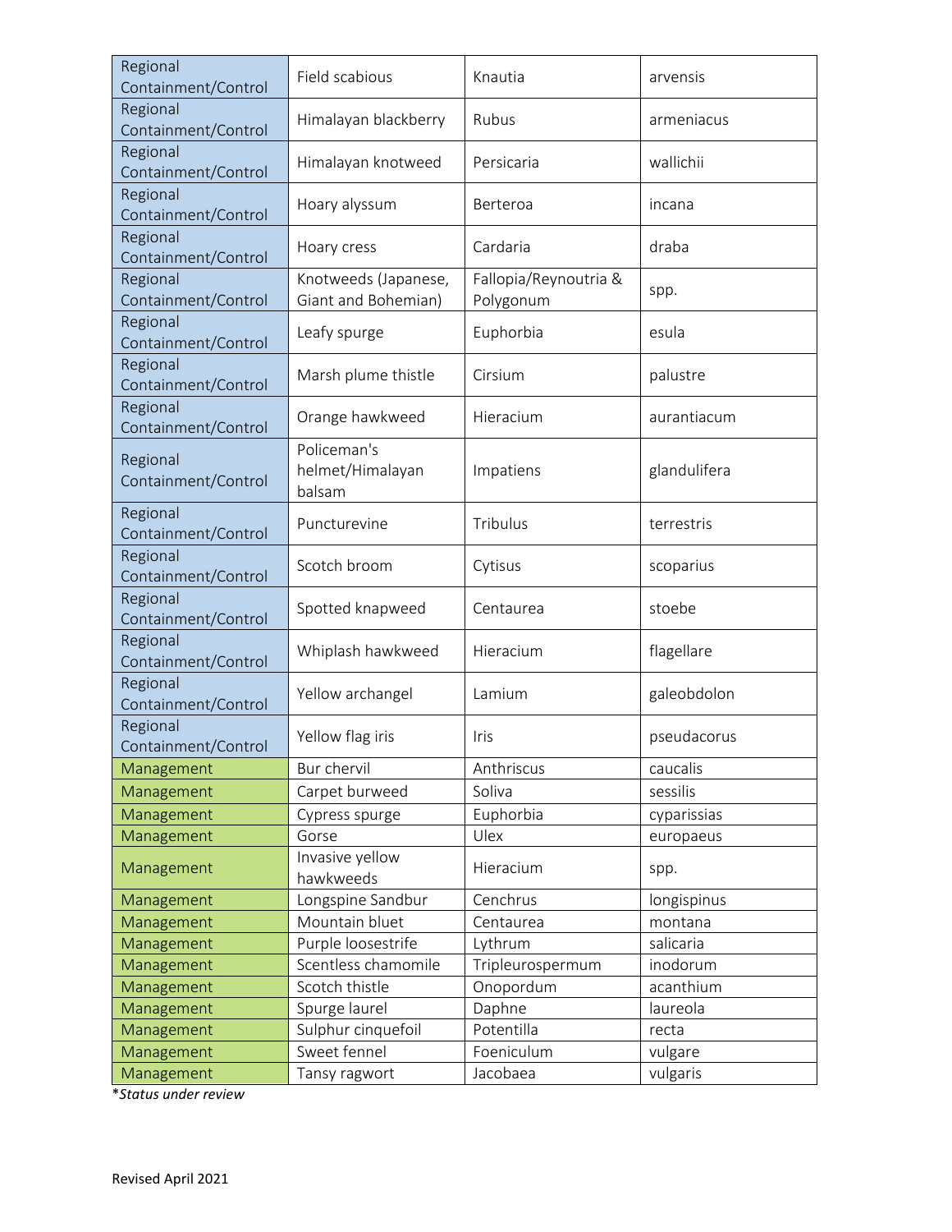| Regional Containment/Control | Field scabious | Knautia | arvensis |
|---|---|---|---|
| Regional Containment/Control | Himalayan blackberry | Rubus | armeniacus |
| Regional Containment/Control | Himalayan knotweed | Persicaria | wallichii |
| Regional Containment/Control | Hoary alyssum | Berteroa | incana |
| Regional Containment/Control | Hoary cress | Cardaria | draba |
| Regional Containment/Control | Knotweeds (Japanese, Giant and Bohemian) | Fallopia/Reynoutria & Polygonum | spp. |
| Regional Containment/Control | Leafy spurge | Euphorbia | esula |
| Regional Containment/Control | Marsh plume thistle | Cirsium | palustre |
| Regional Containment/Control | Orange hawkweed | Hieracium | aurantiacum |
| Regional Containment/Control | Policeman's helmet/Himalayan balsam | Impatiens | glandulifera |
| Regional Containment/Control | Puncturevine | Tribulus | terrestris |
| Regional Containment/Control | Scotch broom | Cytisus | scoparius |
| Regional Containment/Control | Spotted knapweed | Centaurea | stoebe |
| Regional Containment/Control | Whiplash hawkweed | Hieracium | flagellare |
| Regional Containment/Control | Yellow archangel | Lamium | galeobdolon |
| Regional Containment/Control | Yellow flag iris | Iris | pseudacorus |
| Management | Bur chervil | Anthriscus | caucalis |
| Management | Carpet burweed | Soliva | sessilis |
| Management | Cypress spurge | Euphorbia | cyparissias |
| Management | Gorse | Ulex | europaeus |
| Management | Invasive yellow hawkweeds | Hieracium | spp. |
| Management | Longspine Sandbur | Cenchrus | longispinus |
| Management | Mountain bluet | Centaurea | montana |
| Management | Purple loosestrife | Lythrum | salicaria |
| Management | Scentless chamomile | Tripleurospermum | inodorum |
| Management | Scotch thistle | Onopordum | acanthium |
| Management | Spurge laurel | Daphne | laureola |
| Management | Sulphur cinquefoil | Potentilla | recta |
| Management | Sweet fennel | Foeniculum | vulgare |
| Management | Tansy ragwort | Jacobaea | vulgaris |

**Status under review*

Revised April 2021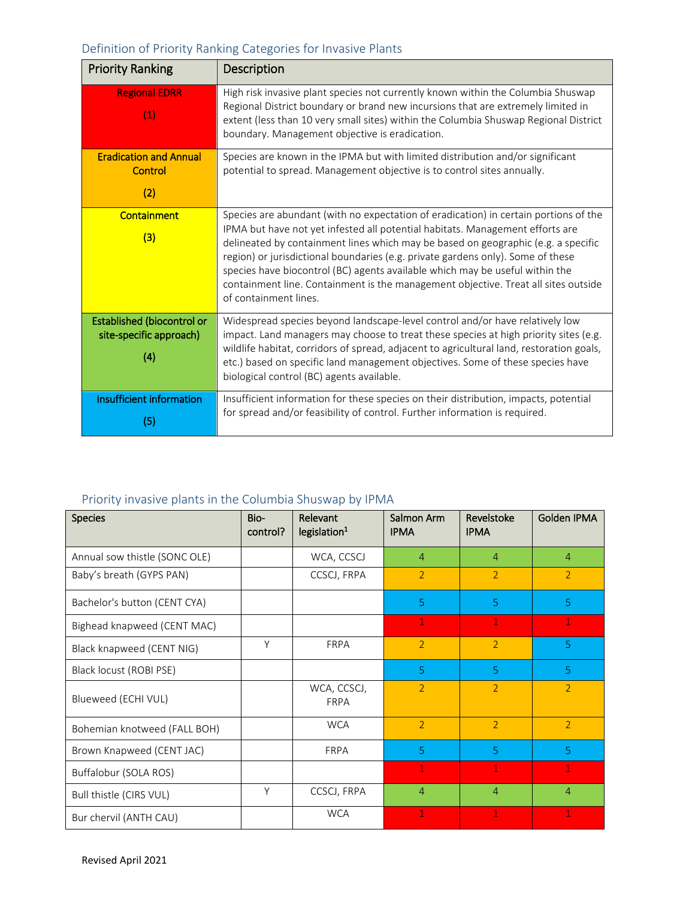### Definition of Priority Ranking Categories for Invasive Plants

| Priority Ranking | Description |
|---|---|
| Regional EDRR (1) | High risk invasive plant species not currently known within the Columbia Shuswap Regional District boundary or brand new incursions that are extremely limited in extent (less than 10 very small sites) within the Columbia Shuswap Regional District boundary. Management objective is eradication. |
| Eradication and Annual Control (2) | Species are known in the IPMA but with limited distribution and/or significant potential to spread. Management objective is to control sites annually. |
| Containment (3) | Species are abundant (with no expectation of eradication) in certain portions of the IPMA but have not yet infested all potential habitats. Management efforts are delineated by containment lines which may be based on geographic (e.g. a specific region) or jurisdictional boundaries (e.g. private gardens only). Some of these species have biocontrol (BC) agents available which may be useful within the containment line. Containment is the management objective. Treat all sites outside of containment lines. |
| Established (biocontrol or site-specific approach) (4) | Widespread species beyond landscape-level control and/or have relatively low impact. Land managers may choose to treat these species at high priority sites (e.g. wildlife habitat, corridors of spread, adjacent to agricultural land, restoration goals, etc.) based on specific land management objectives. Some of these species have biological control (BC) agents available. |
| Insufficient information (5) | Insufficient information for these species on their distribution, impacts, potential for spread and/or feasibility of control. Further information is required. |

### Priority invasive plants in the Columbia Shuswap by IPMA

| Species | Bio-control? | Relevant legislation[1] | Salmon Arm IPMA | Revelstoke IPMA | Golden IPMA |
|---|---|---|---|---|---|
| Annual sow thistle (SONC OLE) | | WCA, CCSCJ | 4 | 4 | 4 |
| Baby's breath (GYPS PAN) | | CCSCJ, FRPA | 2 | 2 | 2 |
| Bachelor's button (CENT CYA) | | | 5 | 5 | 5 |
| Bighead knapweed (CENT MAC) | | | 1 | 1 | 1 |
| Black knapweed (CENT NIG) | Y | FRPA | 2 | 2 | 5 |
| Black locust (ROBI PSE) | | | 5 | 5 | 5 |
| Blueweed (ECHI VUL) | | WCA, CCSCJ, FRPA | 2 | 2 | 2 |
| Bohemian knotweed (FALL BOH) | | WCA | 2 | 2 | 2 |
| Brown Knapweed (CENT JAC) | | FRPA | 5 | 5 | 5 |
| Buffalobur (SOLA ROS) | | | 1 | 1 | 1 |
| Bull thistle (CIRS VUL) | Y | CCSCJ, FRPA | 4 | 4 | 4 |
| Bur chervil (ANTH CAU) | | WCA | 1 | 1 | 1 |

Revised April 2021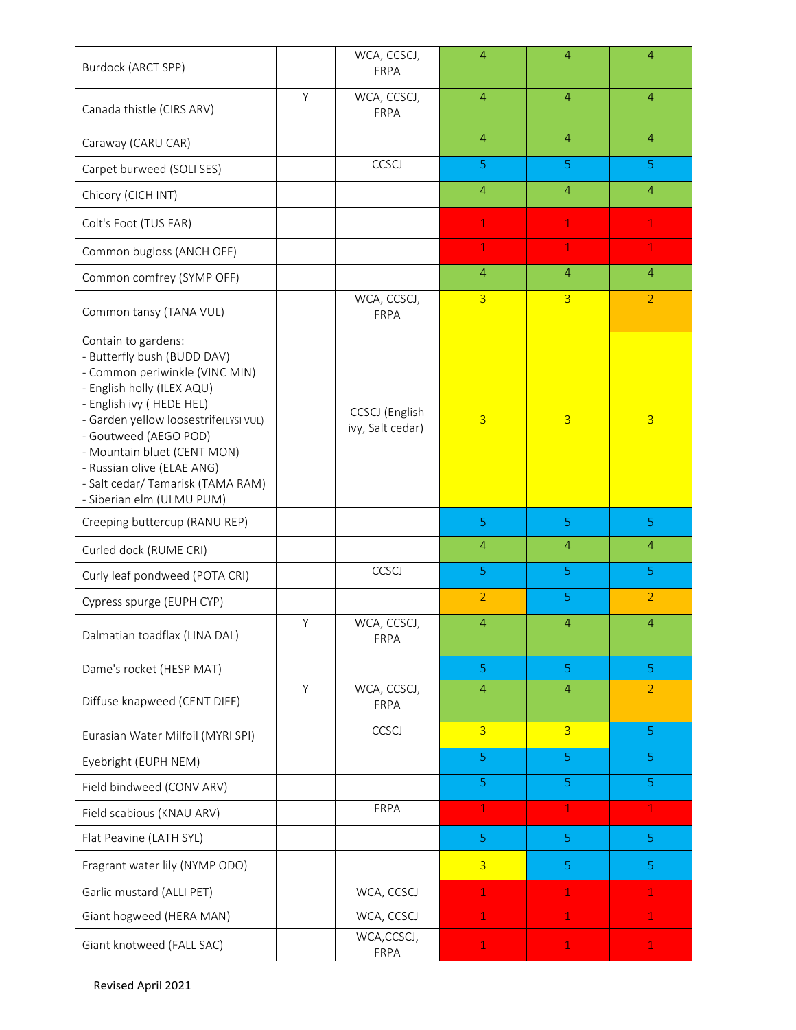| | | | | | |
|---|---|---|---|---|---|
| Burdock (ARCT SPP) | | WCA, CCSCJ, FRPA | 4 | 4 | 4 |
| Canada thistle (CIRS ARV) | Y | WCA, CCSCJ, FRPA | 4 | 4 | 4 |
| Caraway (CARU CAR) | | | 4 | 4 | 4 |
| Carpet burweed (SOLI SES) | | CCSCJ | 5 | 5 | 5 |
| Chicory (CICH INT) | | | 4 | 4 | 4 |
| Colt's Foot (TUS FAR) | | | 1 | 1 | 1 |
| Common bugloss (ANCH OFF) | | | 1 | 1 | 1 |
| Common comfrey (SYMP OFF) | | | 4 | 4 | 4 |
| Common tansy (TANA VUL) | | WCA, CCSCJ, FRPA | 3 | 3 | 2 |
| Contain to gardens:<br>- Butterfly bush (BUDD DAV)<br>- Common periwinkle (VINC MIN)<br>- English holly (ILEX AQU)<br>- English ivy ( HEDE HEL)<br>- Garden yellow loosestrife(LYSI VUL)<br>- Goutweed (AEGO POD)<br>- Mountain bluet (CENT MON)<br>- Russian olive (ELAE ANG)<br>- Salt cedar/ Tamarisk (TAMA RAM)<br>- Siberian elm (ULMU PUM) | | CCSCJ (English ivy, Salt cedar) | 3 | 3 | 3 |
| Creeping buttercup (RANU REP) | | | 5 | 5 | 5 |
| Curled dock (RUME CRI) | | | 4 | 4 | 4 |
| Curly leaf pondweed (POTA CRI) | | CCSCJ | 5 | 5 | 5 |
| Cypress spurge (EUPH CYP) | | | 2 | 5 | 2 |
| Dalmatian toadflax (LINA DAL) | Y | WCA, CCSCJ, FRPA | 4 | 4 | 4 |
| Dame's rocket (HESP MAT) | | | 5 | 5 | 5 |
| Diffuse knapweed (CENT DIFF) | Y | WCA, CCSCJ, FRPA | 4 | 4 | 2 |
| Eurasian Water Milfoil (MYRI SPI) | | CCSCJ | 3 | 3 | 5 |
| Eyebright (EUPH NEM) | | | 5 | 5 | 5 |
| Field bindweed (CONV ARV) | | | 5 | 5 | 5 |
| Field scabious (KNAU ARV) | | FRPA | 1 | 1 | 1 |
| Flat Peavine (LATH SYL) | | | 5 | 5 | 5 |
| Fragrant water lily (NYMP ODO) | | | 3 | 5 | 5 |
| Garlic mustard (ALLI PET) | | WCA, CCSCJ | 1 | 1 | 1 |
| Giant hogweed (HERA MAN) | | WCA, CCSCJ | 1 | 1 | 1 |
| Giant knotweed (FALL SAC) | | WCA,CCSCJ, FRPA | 1 | 1 | 1 |

Revised April 2021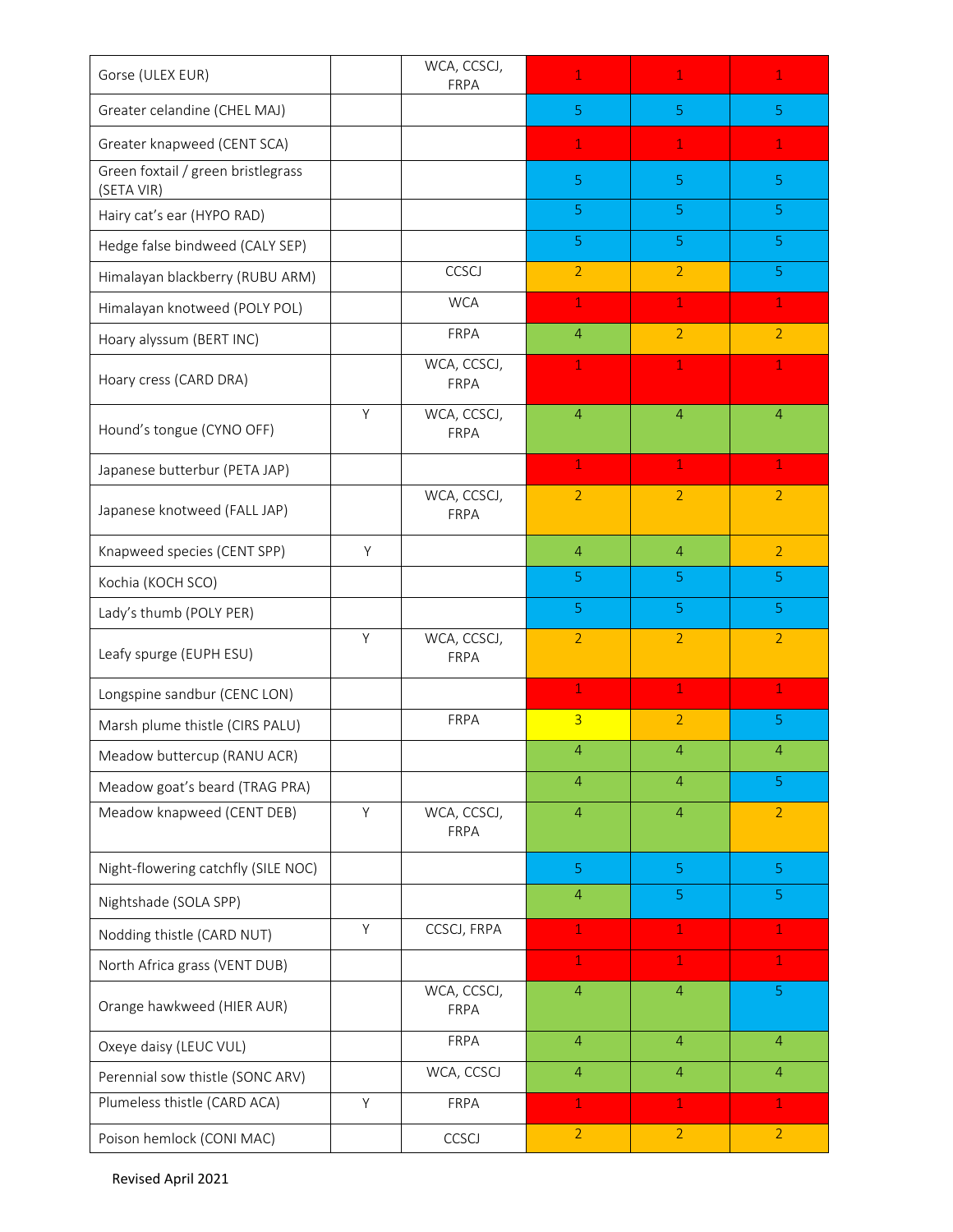| | | | | | |
|---|---|---|---|---|---|
| Gorse (ULEX EUR) | | WCA, CCSCJ, FRPA | 1 | 1 | 1 |
| Greater celandine (CHEL MAJ) | | | 5 | 5 | 5 |
| Greater knapweed (CENT SCA) | | | 1 | 1 | 1 |
| Green foxtail / green bristlegrass (SETA VIR) | | | 5 | 5 | 5 |
| Hairy cat's ear (HYPO RAD) | | | 5 | 5 | 5 |
| Hedge false bindweed (CALY SEP) | | | 5 | 5 | 5 |
| Himalayan blackberry (RUBU ARM) | | CCSCJ | 2 | 2 | 5 |
| Himalayan knotweed (POLY POL) | | WCA | 1 | 1 | 1 |
| Hoary alyssum (BERT INC) | | FRPA | 4 | 2 | 2 |
| Hoary cress (CARD DRA) | | WCA, CCSCJ, FRPA | 1 | 1 | 1 |
| Hound's tongue (CYNO OFF) | Y | WCA, CCSCJ, FRPA | 4 | 4 | 4 |
| Japanese butterbur (PETA JAP) | | | 1 | 1 | 1 |
| Japanese knotweed (FALL JAP) | | WCA, CCSCJ, FRPA | 2 | 2 | 2 |
| Knapweed species (CENT SPP) | Y | | 4 | 4 | 2 |
| Kochia (KOCH SCO) | | | 5 | 5 | 5 |
| Lady's thumb (POLY PER) | | | 5 | 5 | 5 |
| Leafy spurge (EUPH ESU) | Y | WCA, CCSCJ, FRPA | 2 | 2 | 2 |
| Longspine sandbur (CENC LON) | | | 1 | 1 | 1 |
| Marsh plume thistle (CIRS PALU) | | FRPA | 3 | 2 | 5 |
| Meadow buttercup (RANU ACR) | | | 4 | 4 | 4 |
| Meadow goat's beard (TRAG PRA) | | | 4 | 4 | 5 |
| Meadow knapweed (CENT DEB) | Y | WCA, CCSCJ, FRPA | 4 | 4 | 2 |
| Night-flowering catchfly (SILE NOC) | | | 5 | 5 | 5 |
| Nightshade (SOLA SPP) | | | 4 | 5 | 5 |
| Nodding thistle (CARD NUT) | Y | CCSCJ, FRPA | 1 | 1 | 1 |
| North Africa grass (VENT DUB) | | | 1 | 1 | 1 |
| Orange hawkweed (HIER AUR) | | WCA, CCSCJ, FRPA | 4 | 4 | 5 |
| Oxeye daisy (LEUC VUL) | | FRPA | 4 | 4 | 4 |
| Perennial sow thistle (SONC ARV) | | WCA, CCSCJ | 4 | 4 | 4 |
| Plumeless thistle (CARD ACA) | Y | FRPA | 1 | 1 | 1 |
| Poison hemlock (CONI MAC) | | CCSCJ | 2 | 2 | 2 |

Revised April 2021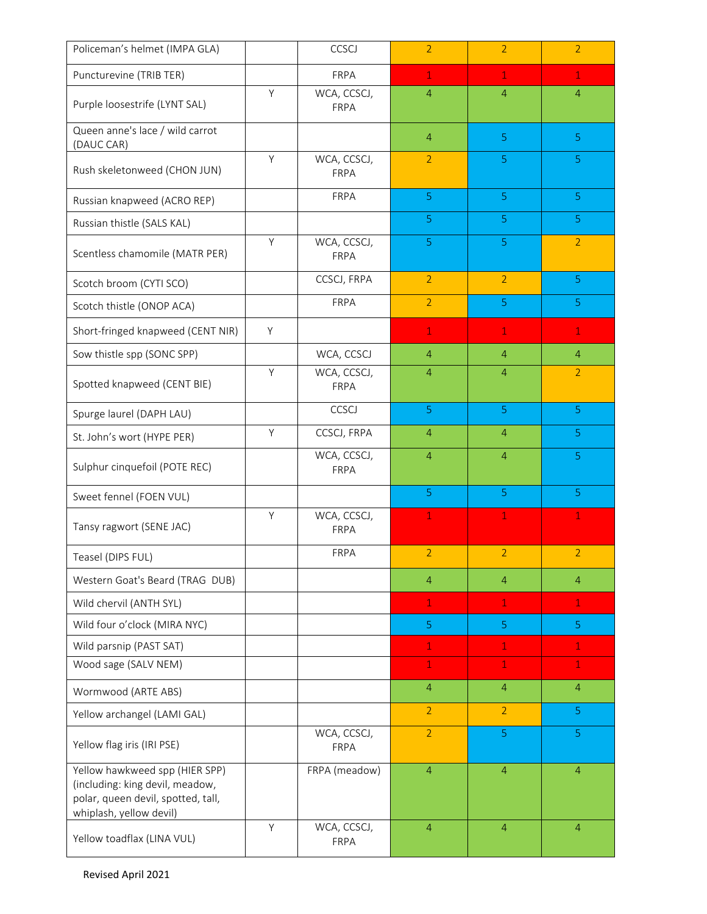| | | | | | |
|---|---|---|---|---|---|
| Policeman's helmet (IMPA GLA) | | CCSCJ | 2 | 2 | 2 |
| Puncturevine (TRIB TER) | | FRPA | 1 | 1 | 1 |
| Purple loosestrife (LYNT SAL) | Y | WCA, CCSCJ, FRPA | 4 | 4 | 4 |
| Queen anne's lace / wild carrot (DAUC CAR) | | | 4 | 5 | 5 |
| Rush skeletonweed (CHON JUN) | Y | WCA, CCSCJ, FRPA | 2 | 5 | 5 |
| Russian knapweed (ACRO REP) | | FRPA | 5 | 5 | 5 |
| Russian thistle (SALS KAL) | | | 5 | 5 | 5 |
| Scentless chamomile (MATR PER) | Y | WCA, CCSCJ, FRPA | 5 | 5 | 2 |
| Scotch broom (CYTI SCO) | | CCSCJ, FRPA | 2 | 2 | 5 |
| Scotch thistle (ONOP ACA) | | FRPA | 2 | 5 | 5 |
| Short-fringed knapweed (CENT NIR) | Y | | 1 | 1 | 1 |
| Sow thistle spp (SONC SPP) | | WCA, CCSCJ | 4 | 4 | 4 |
| Spotted knapweed (CENT BIE) | Y | WCA, CCSCJ, FRPA | 4 | 4 | 2 |
| Spurge laurel (DAPH LAU) | | CCSCJ | 5 | 5 | 5 |
| St. John's wort (HYPE PER) | Y | CCSCJ, FRPA | 4 | 4 | 5 |
| Sulphur cinquefoil (POTE REC) | | WCA, CCSCJ, FRPA | 4 | 4 | 5 |
| Sweet fennel (FOEN VUL) | | | 5 | 5 | 5 |
| Tansy ragwort (SENE JAC) | Y | WCA, CCSCJ, FRPA | 1 | 1 | 1 |
| Teasel (DIPS FUL) | | FRPA | 2 | 2 | 2 |
| Western Goat's Beard (TRAG DUB) | | | 4 | 4 | 4 |
| Wild chervil (ANTH SYL) | | | 1 | 1 | 1 |
| Wild four o'clock (MIRA NYC) | | | 5 | 5 | 5 |
| Wild parsnip (PAST SAT) | | | 1 | 1 | 1 |
| Wood sage (SALV NEM) | | | 1 | 1 | 1 |
| Wormwood (ARTE ABS) | | | 4 | 4 | 4 |
| Yellow archangel (LAMI GAL) | | | 2 | 2 | 5 |
| Yellow flag iris (IRI PSE) | | WCA, CCSCJ, FRPA | 2 | 5 | 5 |
| Yellow hawkweed spp (HIER SPP) (including: king devil, meadow, polar, queen devil, spotted, tall, whiplash, yellow devil) | | FRPA (meadow) | 4 | 4 | 4 |
| Yellow toadflax (LINA VUL) | Y | WCA, CCSCJ, FRPA | 4 | 4 | 4 |

Revised April 2021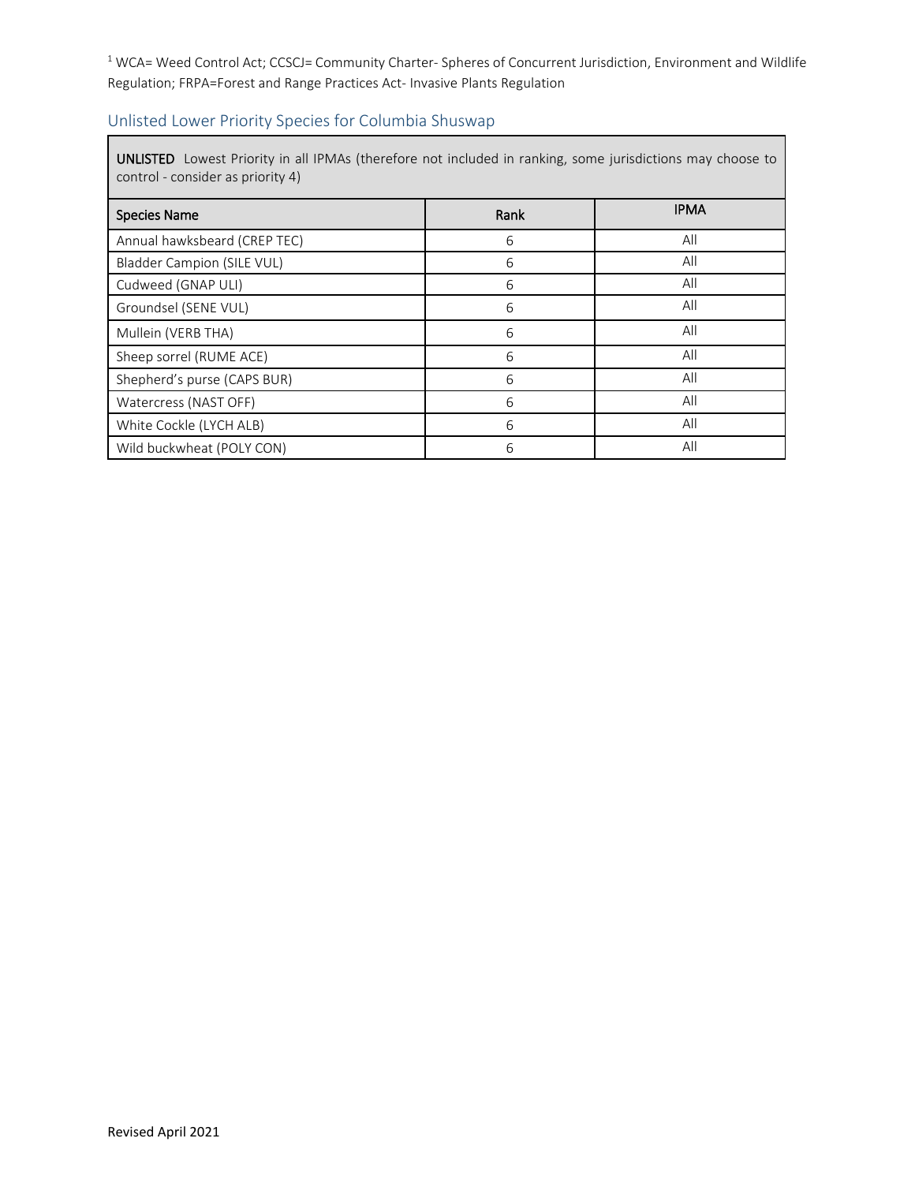[1] WCA= Weed Control Act; CCSCJ= Community Charter- Spheres of Concurrent Jurisdiction, Environment and Wildlife Regulation; FRPA=Forest and Range Practices Act- Invasive Plants Regulation

## Unlisted Lower Priority Species for Columbia Shuswap

**UNLISTED** Lowest Priority in all IPMAs (therefore not included in ranking, some jurisdictions may choose to control - consider as priority 4)

| Species Name | Rank | IPMA |
|---|---|---|
| Annual hawksbeard (CREP TEC) | 6 | All |
| Bladder Campion (SILE VUL) | 6 | All |
| Cudweed (GNAP ULI) | 6 | All |
| Groundsel (SENE VUL) | 6 | All |
| Mullein (VERB THA) | 6 | All |
| Sheep sorrel (RUME ACE) | 6 | All |
| Shepherd's purse (CAPS BUR) | 6 | All |
| Watercress (NAST OFF) | 6 | All |
| White Cockle (LYCH ALB) | 6 | All |
| Wild buckwheat (POLY CON) | 6 | All |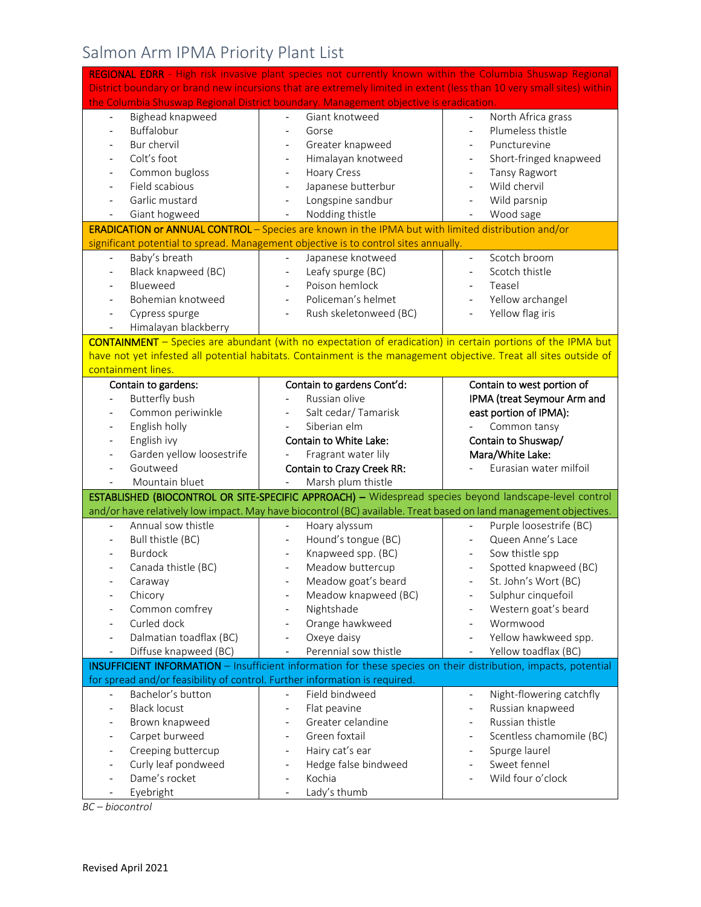# Salmon Arm IPMA Priority Plant List

| **REGIONAL EDRR** – High risk invasive plant species not currently known within the Columbia Shuswap Regional District boundary or brand new incursions that are extremely limited in extent (less than 10 very small sites) within the Columbia Shuswap Regional District boundary. Management objective is eradication. | | |
|---|---|---|
| - Bighead knapweed<br>- Buffalobur<br>- Bur chervil<br>- Colt's foot<br>- Common bugloss<br>- Field scabious<br>- Garlic mustard<br>- Giant hogweed | - Giant knotweed<br>- Gorse<br>- Greater knapweed<br>- Himalayan knotweed<br>- Hoary Cress<br>- Japanese butterbur<br>- Longspine sandbur<br>- Nodding thistle | - North Africa grass<br>- Plumeless thistle<br>- Puncturevine<br>- Short-fringed knapweed<br>- Tansy Ragwort<br>- Wild chervil<br>- Wild parsnip<br>- Wood sage |
| **ERADICATION or ANNUAL CONTROL** – Species are known in the IPMA but with limited distribution and/or significant potential to spread. Management objective is to control sites annually. | | |
| - Baby's breath<br>- Black knapweed (BC)<br>- Blueweed<br>- Bohemian knotweed<br>- Cypress spurge<br>- Himalayan blackberry | - Japanese knotweed<br>- Leafy spurge (BC)<br>- Poison hemlock<br>- Policeman's helmet<br>- Rush skeletonweed (BC) | - Scotch broom<br>- Scotch thistle<br>- Teasel<br>- Yellow archangel<br>- Yellow flag iris |
| **CONTAINMENT** – Species are abundant (with no expectation of eradication) in certain portions of the IPMA but have not yet infested all potential habitats. Containment is the management objective. Treat all sites outside of containment lines. | | |
| **Contain to gardens:**<br>- Butterfly bush<br>- Common periwinkle<br>- English holly<br>- English ivy<br>- Garden yellow loosestrife<br>- Goutweed<br>- Mountain bluet | **Contain to gardens Cont'd:**<br>- Russian olive<br>- Salt cedar/ Tamarisk<br>- Siberian elm<br>**Contain to White Lake:**<br>- Fragrant water lily<br>**Contain to Crazy Creek RR:**<br>- Marsh plum thistle | **Contain to west portion of IPMA (treat Seymour Arm and east portion of IPMA):**<br>- Common tansy<br>**Contain to Shuswap/ Mara/White Lake:**<br>- Eurasian water milfoil |
| **ESTABLISHED (BIOCONTROL OR SITE-SPECIFIC APPROACH)** – Widespread species beyond landscape-level control and/or have relatively low impact. May have biocontrol (BC) available. Treat based on land management objectives. | | |
| - Annual sow thistle<br>- Bull thistle (BC)<br>- Burdock<br>- Canada thistle (BC)<br>- Caraway<br>- Chicory<br>- Common comfrey<br>- Curled dock<br>- Dalmatian toadflax (BC)<br>- Diffuse knapweed (BC) | - Hoary alyssum<br>- Hound's tongue (BC)<br>- Knapweed spp. (BC)<br>- Meadow buttercup<br>- Meadow goat's beard<br>- Meadow knapweed (BC)<br>- Nightshade<br>- Orange hawkweed<br>- Oxeye daisy<br>- Perennial sow thistle | - Purple loosestrife (BC)<br>- Queen Anne's Lace<br>- Sow thistle spp<br>- Spotted knapweed (BC)<br>- St. John's Wort (BC)<br>- Sulphur cinquefoil<br>- Western goat's beard<br>- Wormwood<br>- Yellow hawkweed spp.<br>- Yellow toadflax (BC) |
| **INSUFFICIENT INFORMATION** – Insufficient information for these species on their distribution, impacts, potential for spread and/or feasibility of control. Further information is required. | | |
| - Bachelor's button<br>- Black locust<br>- Brown knapweed<br>- Carpet burweed<br>- Creeping buttercup<br>- Curly leaf pondweed<br>- Dame's rocket<br>- Eyebright | - Field bindweed<br>- Flat peavine<br>- Greater celandine<br>- Green foxtail<br>- Hairy cat's ear<br>- Hedge false bindweed<br>- Kochia<br>- Lady's thumb | - Night-flowering catchfly<br>- Russian knapweed<br>- Russian thistle<br>- Scentless chamomile (BC)<br>- Spurge laurel<br>- Sweet fennel<br>- Wild four o'clock |

*BC – biocontrol*

Revised April 2021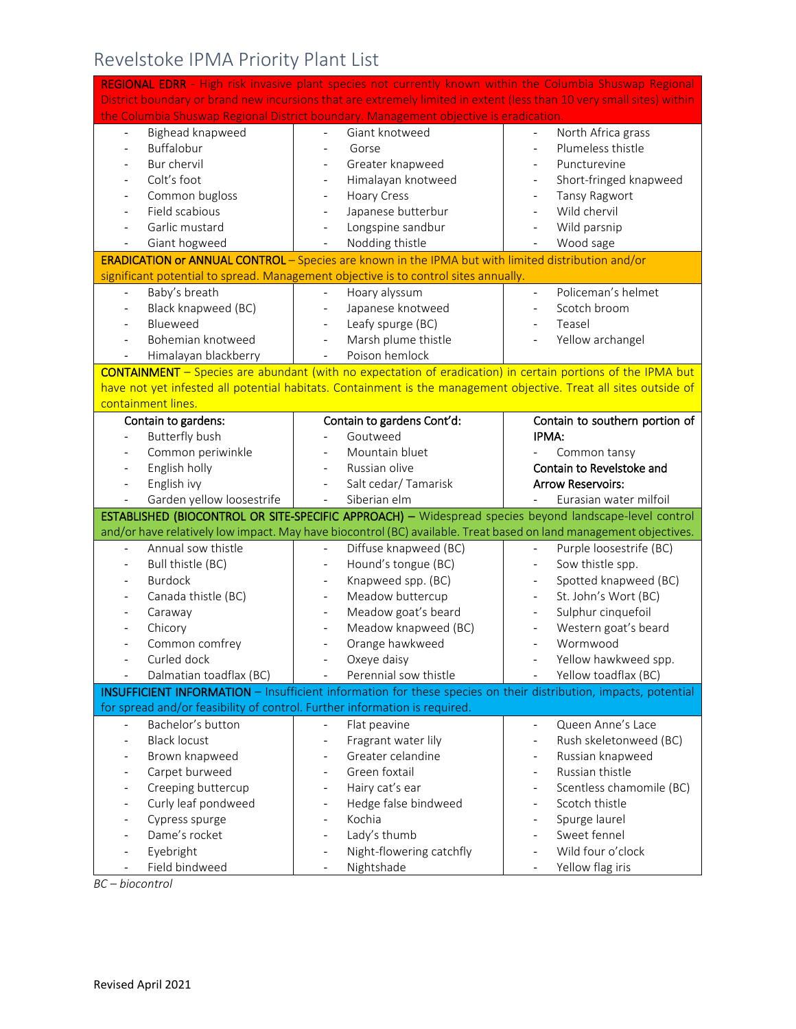# Revelstoke IPMA Priority Plant List

**REGIONAL EDRR** - High risk invasive plant species not currently known within the Columbia Shuswap Regional District boundary or brand new incursions that are extremely limited in extent (less than 10 very small sites) within the Columbia Shuswap Regional District boundary. Management objective is eradication.

| | | |
|---|---|---|
| - Bighead knapweed | - Giant knotweed | - North Africa grass |
| - Buffalobur | - Gorse | - Plumeless thistle |
| - Bur chervil | - Greater knapweed | - Puncturevine |
| - Colt's foot | - Himalayan knotweed | - Short-fringed knapweed |
| - Common bugloss | - Hoary Cress | - Tansy Ragwort |
| - Field scabious | - Japanese butterbur | - Wild chervil |
| - Garlic mustard | - Longspine sandbur | - Wild parsnip |
| - Giant hogweed | - Nodding thistle | - Wood sage |

**ERADICATION or ANNUAL CONTROL** – Species are known in the IPMA but with limited distribution and/or significant potential to spread. Management objective is to control sites annually.

| | | |
|---|---|---|
| - Baby's breath | - Hoary alyssum | - Policeman's helmet |
| - Black knapweed (BC) | - Japanese knotweed | - Scotch broom |
| - Blueweed | - Leafy spurge (BC) | - Teasel |
| - Bohemian knotweed | - Marsh plume thistle | - Yellow archangel |
| - Himalayan blackberry | - Poison hemlock | |

**CONTAINMENT** – Species are abundant (with no expectation of eradication) in certain portions of the IPMA but have not yet infested all potential habitats. Containment is the management objective. Treat all sites outside of containment lines.

| | | |
|---|---|---|
| **Contain to gardens:** | **Contain to gardens Cont'd:** | **Contain to southern portion of IPMA:** |
| - Butterfly bush | - Goutweed | - Common tansy |
| - Common periwinkle | - Mountain bluet | **Contain to Revelstoke and Arrow Reservoirs:** |
| - English holly | - Russian olive | - Eurasian water milfoil |
| - English ivy | - Salt cedar/ Tamarisk | |
| - Garden yellow loosestrife | - Siberian elm | |

**ESTABLISHED (BIOCONTROL OR SITE-SPECIFIC APPROACH)** – Widespread species beyond landscape-level control and/or have relatively low impact. May have biocontrol (BC) available. Treat based on land management objectives.

| | | |
|---|---|---|
| - Annual sow thistle | - Diffuse knapweed (BC) | - Purple loosestrife (BC) |
| - Bull thistle (BC) | - Hound's tongue (BC) | - Sow thistle spp. |
| - Burdock | - Knapweed spp. (BC) | - Spotted knapweed (BC) |
| - Canada thistle (BC) | - Meadow buttercup | - St. John's Wort (BC) |
| - Caraway | - Meadow goat's beard | - Sulphur cinquefoil |
| - Chicory | - Meadow knapweed (BC) | - Western goat's beard |
| - Common comfrey | - Orange hawkweed | - Wormwood |
| - Curled dock | - Oxeye daisy | - Yellow hawkweed spp. |
| - Dalmatian toadflax (BC) | - Perennial sow thistle | - Yellow toadflax (BC) |

**INSUFFICIENT INFORMATION** – Insufficient information for these species on their distribution, impacts, potential for spread and/or feasibility of control. Further information is required.

| | | |
|---|---|---|
| - Bachelor's button | - Flat peavine | - Queen Anne's Lace |
| - Black locust | - Fragrant water lily | - Rush skeletonweed (BC) |
| - Brown knapweed | - Greater celandine | - Russian knapweed |
| - Carpet burweed | - Green foxtail | - Russian thistle |
| - Creeping buttercup | - Hairy cat's ear | - Scentless chamomile (BC) |
| - Curly leaf pondweed | - Hedge false bindweed | - Scotch thistle |
| - Cypress spurge | - Kochia | - Spurge laurel |
| - Dame's rocket | - Lady's thumb | - Sweet fennel |
| - Eyebright | - Night-flowering catchfly | - Wild four o'clock |
| - Field bindweed | - Nightshade | - Yellow flag iris |

*BC – biocontrol*

Revised April 2021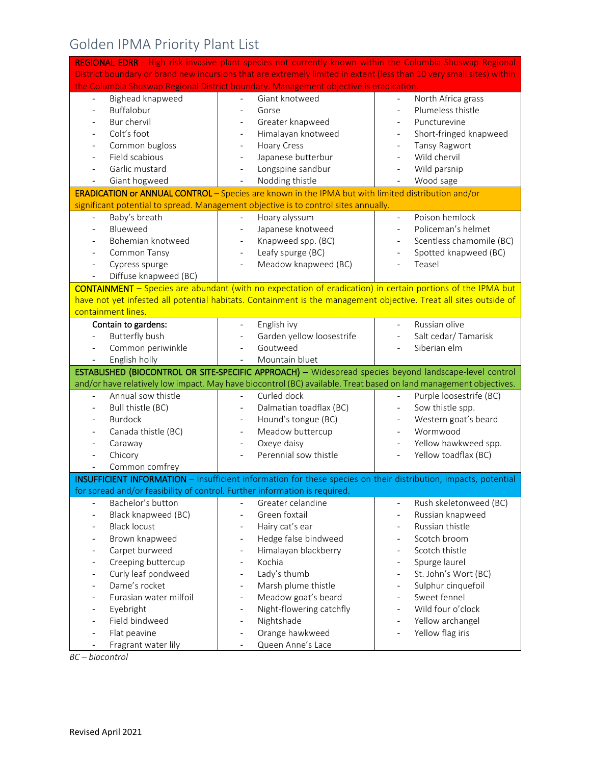# Golden IPMA Priority Plant List

| | | |
|---|---|---|
| **REGIONAL EDRR** – High risk invasive plant species not currently known within the Columbia Shuswap Regional District boundary or brand new incursions that are extremely limited in extent (less than 10 very small sites) within the Columbia Shuswap Regional District boundary. Management objective is eradication. | | |
| - Bighead knapweed<br>- Buffalobur<br>- Bur chervil<br>- Colt's foot<br>- Common bugloss<br>- Field scabious<br>- Garlic mustard<br>- Giant hogweed | - Giant knotweed<br>- Gorse<br>- Greater knapweed<br>- Himalayan knotweed<br>- Hoary Cress<br>- Japanese butterbur<br>- Longspine sandbur<br>- Nodding thistle | - North Africa grass<br>- Plumeless thistle<br>- Puncturevine<br>- Short-fringed knapweed<br>- Tansy Ragwort<br>- Wild chervil<br>- Wild parsnip<br>- Wood sage |
| **ERADICATION or ANNUAL CONTROL** – Species are known in the IPMA but with limited distribution and/or significant potential to spread. Management objective is to control sites annually. | | |
| - Baby's breath<br>- Blueweed<br>- Bohemian knotweed<br>- Common Tansy<br>- Cypress spurge<br>- Diffuse knapweed (BC) | - Hoary alyssum<br>- Japanese knotweed<br>- Knapweed spp. (BC)<br>- Leafy spurge (BC)<br>- Meadow knapweed (BC) | - Poison hemlock<br>- Policeman's helmet<br>- Scentless chamomile (BC)<br>- Spotted knapweed (BC)<br>- Teasel |
| **CONTAINMENT** – Species are abundant (with no expectation of eradication) in certain portions of the IPMA but have not yet infested all potential habitats. Containment is the management objective. Treat all sites outside of containment lines. | | |
| **Contain to gardens:**<br>- Butterfly bush<br>- Common periwinkle<br>- English holly | - English ivy<br>- Garden yellow loosestrife<br>- Goutweed<br>- Mountain bluet | - Russian olive<br>- Salt cedar/ Tamarisk<br>- Siberian elm |
| **ESTABLISHED (BIOCONTROL OR SITE-SPECIFIC APPROACH)** – Widespread species beyond landscape-level control and/or have relatively low impact. May have biocontrol (BC) available. Treat based on land management objectives. | | |
| - Annual sow thistle<br>- Bull thistle (BC)<br>- Burdock<br>- Canada thistle (BC)<br>- Caraway<br>- Chicory<br>- Common comfrey | - Curled dock<br>- Dalmatian toadflax (BC)<br>- Hound's tongue (BC)<br>- Meadow buttercup<br>- Oxeye daisy<br>- Perennial sow thistle | - Purple loosestrife (BC)<br>- Sow thistle spp.<br>- Western goat's beard<br>- Wormwood<br>- Yellow hawkweed spp.<br>- Yellow toadflax (BC) |
| **INSUFFICIENT INFORMATION** – Insufficient information for these species on their distribution, impacts, potential for spread and/or feasibility of control. Further information is required. | | |
| - Bachelor's button<br>- Black knapweed (BC)<br>- Black locust<br>- Brown knapweed<br>- Carpet burweed<br>- Creeping buttercup<br>- Curly leaf pondweed<br>- Dame's rocket<br>- Eurasian water milfoil<br>- Eyebright<br>- Field bindweed<br>- Flat peavine<br>- Fragrant water lily | - Greater celandine<br>- Green foxtail<br>- Hairy cat's ear<br>- Hedge false bindweed<br>- Himalayan blackberry<br>- Kochia<br>- Lady's thumb<br>- Marsh plume thistle<br>- Meadow goat's beard<br>- Night-flowering catchfly<br>- Nightshade<br>- Orange hawkweed<br>- Queen Anne's Lace | - Rush skeletonweed (BC)<br>- Russian knapweed<br>- Russian thistle<br>- Scotch broom<br>- Scotch thistle<br>- Spurge laurel<br>- St. John's Wort (BC)<br>- Sulphur cinquefoil<br>- Sweet fennel<br>- Wild four o'clock<br>- Yellow archangel<br>- Yellow flag iris |

*BC – biocontrol*

Revised April 2021